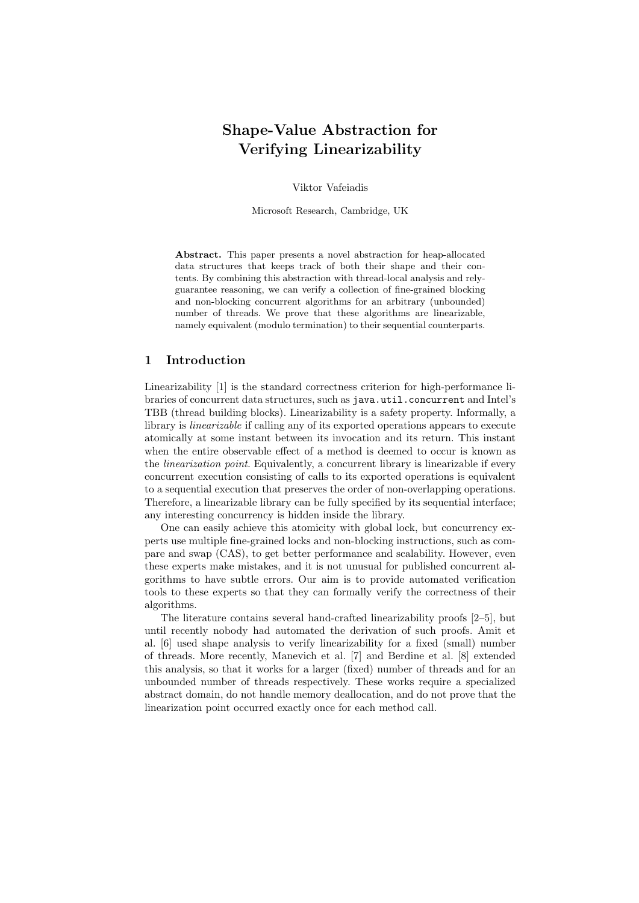# Shape-Value Abstraction for Verifying Linearizability

Viktor Vafeiadis

Microsoft Research, Cambridge, UK

**Abstract.** This paper presents a novel abstraction for heap-allocated data structures that keeps track of both their shape and their contents. By combining this abstraction with thread-local analysis and rely-guarantee reasoning, we can verify a collection of fine-grained blocking and non-blocking concurrent algorithms for an arbitrary (unbounded) number of threads. We prove that these algorithms are linearizable, namely equivalent (modulo termination) to their sequential counterparts.

## 1 Introduction

Linearizability [1] is the standard correctness criterion for high-performance libraries of concurrent data structures, such as `java.util.concurrent` and Intel's TBB (thread building blocks). Linearizability is a safety property. Informally, a library is *linearizable* if calling any of its exported operations appears to execute atomically at some instant between its invocation and its return. This instant when the entire observable effect of a method is deemed to occur is known as the *linearization point*. Equivalently, a concurrent library is linearizable if every concurrent execution consisting of calls to its exported operations is equivalent to a sequential execution that preserves the order of non-overlapping operations. Therefore, a linearizable library can be fully specified by its sequential interface; any interesting concurrency is hidden inside the library.

One can easily achieve this atomicity with global lock, but concurrency experts use multiple fine-grained locks and non-blocking instructions, such as compare and swap (CAS), to get better performance and scalability. However, even these experts make mistakes, and it is not unusual for published concurrent algorithms to have subtle errors. Our aim is to provide automated verification tools to these experts so that they can formally verify the correctness of their algorithms.

The literature contains several hand-crafted linearizability proofs [2–5], but until recently nobody had automated the derivation of such proofs. Amit et al. [6] used shape analysis to verify linearizability for a fixed (small) number of threads. More recently, Manevich et al. [7] and Berdine et al. [8] extended this analysis, so that it works for a larger (fixed) number of threads and for an unbounded number of threads respectively. These works require a specialized abstract domain, do not handle memory deallocation, and do not prove that the linearization point occurred exactly once for each method call.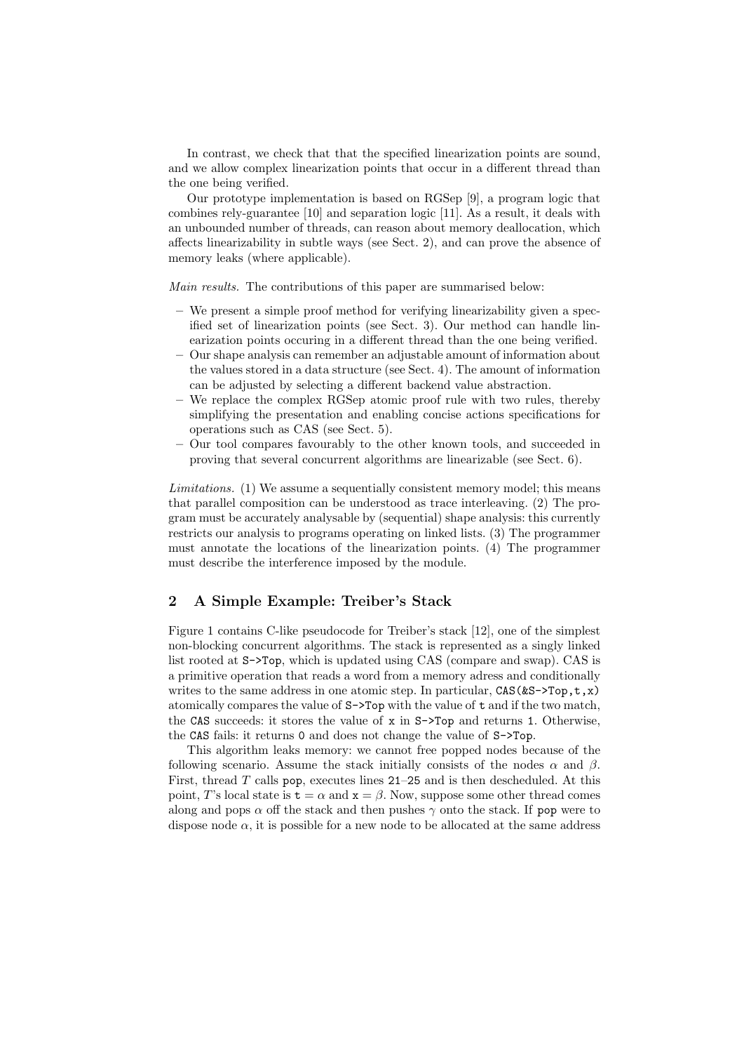In contrast, we check that that the specified linearization points are sound, and we allow complex linearization points that occur in a different thread than the one being verified.

Our prototype implementation is based on RGSep [9], a program logic that combines rely-guarantee [10] and separation logic [11]. As a result, it deals with an unbounded number of threads, can reason about memory deallocation, which affects linearizability in subtle ways (see Sect. 2), and can prove the absence of memory leaks (where applicable).

*Main results.* The contributions of this paper are summarised below:

- We present a simple proof method for verifying linearizability given a specified set of linearization points (see Sect. 3). Our method can handle linearization points occuring in a different thread than the one being verified.
- Our shape analysis can remember an adjustable amount of information about the values stored in a data structure (see Sect. 4). The amount of information can be adjusted by selecting a different backend value abstraction.
- We replace the complex RGSep atomic proof rule with two rules, thereby simplifying the presentation and enabling concise actions specifications for operations such as CAS (see Sect. 5).
- Our tool compares favourably to the other known tools, and succeeded in proving that several concurrent algorithms are linearizable (see Sect. 6).

*Limitations.* (1) We assume a sequentially consistent memory model; this means that parallel composition can be understood as trace interleaving. (2) The program must be accurately analysable by (sequential) shape analysis: this currently restricts our analysis to programs operating on linked lists. (3) The programmer must annotate the locations of the linearization points. (4) The programmer must describe the interference imposed by the module.

## 2 A Simple Example: Treiber's Stack

Figure 1 contains C-like pseudocode for Treiber's stack [12], one of the simplest non-blocking concurrent algorithms. The stack is represented as a singly linked list rooted at `S->Top`, which is updated using CAS (compare and swap). CAS is a primitive operation that reads a word from a memory adress and conditionally writes to the same address in one atomic step. In particular, `CAS(&S->Top,t,x)` atomically compares the value of `S->Top` with the value of `t` and if the two match, the `CAS` succeeds: it stores the value of `x` in `S->Top` and returns `1`. Otherwise, the `CAS` fails: it returns `0` and does not change the value of `S->Top`.

This algorithm leaks memory: we cannot free popped nodes because of the following scenario. Assume the stack initially consists of the nodes $\alpha$ and $\beta$. First, thread $T$ calls `pop`, executes lines `21`–`25` and is then descheduled. At this point, $T$'s local state is $\texttt{t} = \alpha$ and $\texttt{x} = \beta$. Now, suppose some other thread comes along and pops $\alpha$ off the stack and then pushes $\gamma$ onto the stack. If `pop` were to dispose node $\alpha$, it is possible for a new node to be allocated at the same address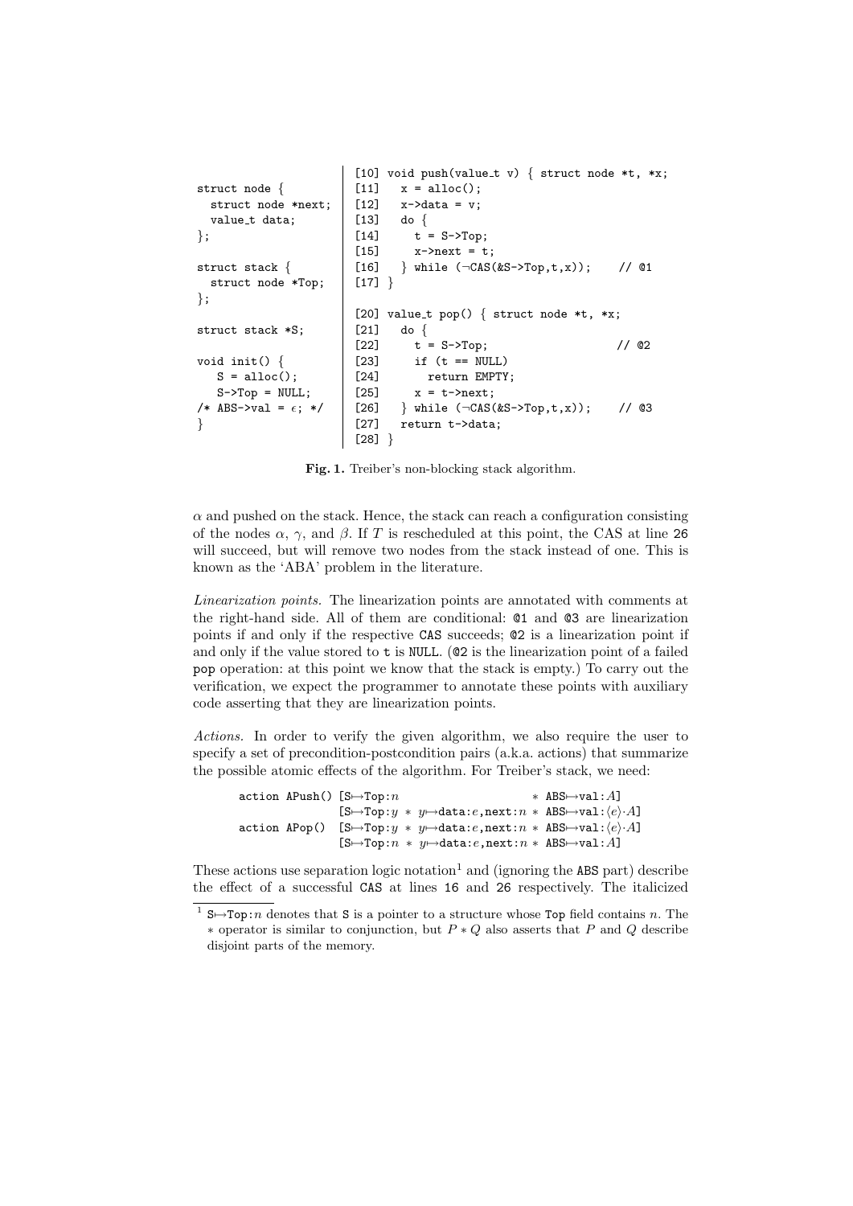```
struct node {
  struct node *next;
  value_t data;
};

struct stack {
  struct node *Top;
};

struct stack *S;

void init() {
   S = alloc();
   S->Top = NULL;
/* ABS->val = ε; */
}
```

```
[10] void push(value_t v) { struct node *t, *x;
[11]   x = alloc();
[12]   x->data = v;
[13]   do {
[14]     t = S->Top;
[15]     x->next = t;
[16]   } while (¬CAS(&S->Top,t,x));    // @1
[17] }

[20] value_t pop() { struct node *t, *x;
[21]   do {
[22]     t = S->Top;                   // @2
[23]     if (t == NULL)
[24]       return EMPTY;
[25]     x = t->next;
[26]   } while (¬CAS(&S->Top,t,x));    // @3
[27]   return t->data;
[28] }
```

**Fig. 1.** Treiber's non-blocking stack algorithm.

$\alpha$ and pushed on the stack. Hence, the stack can reach a configuration consisting of the nodes $\alpha$, $\gamma$, and $\beta$. If $T$ is rescheduled at this point, the CAS at line 26 will succeed, but will remove two nodes from the stack instead of one. This is known as the 'ABA' problem in the literature.

*Linearization points.* The linearization points are annotated with comments at the right-hand side. All of them are conditional: @1 and @3 are linearization points if and only if the respective CAS succeeds; @2 is a linearization point if and only if the value stored to t is NULL. (@2 is the linearization point of a failed pop operation: at this point we know that the stack is empty.) To carry out the verification, we expect the programmer to annotate these points with auxiliary code asserting that they are linearization points.

*Actions.* In order to verify the given algorithm, we also require the user to specify a set of precondition-postcondition pairs (a.k.a. actions) that summarize the possible atomic effects of the algorithm. For Treiber's stack, we need:

```
action APush() [S↦Top:n                          ∗ ABS↦val:A]
               [S↦Top:y ∗ y↦data:e,next:n ∗ ABS↦val:⟨e⟩·A]
action APop()  [S↦Top:y ∗ y↦data:e,next:n ∗ ABS↦val:⟨e⟩·A]
               [S↦Top:n ∗ y↦data:e,next:n ∗ ABS↦val:A]
```

These actions use separation logic notation[1] and (ignoring the ABS part) describe the effect of a successful CAS at lines 16 and 26 respectively. The italicized

[1] S↦Top:$n$ denotes that S is a pointer to a structure whose Top field contains $n$. The $*$ operator is similar to conjunction, but $P * Q$ also asserts that $P$ and $Q$ describe disjoint parts of the memory.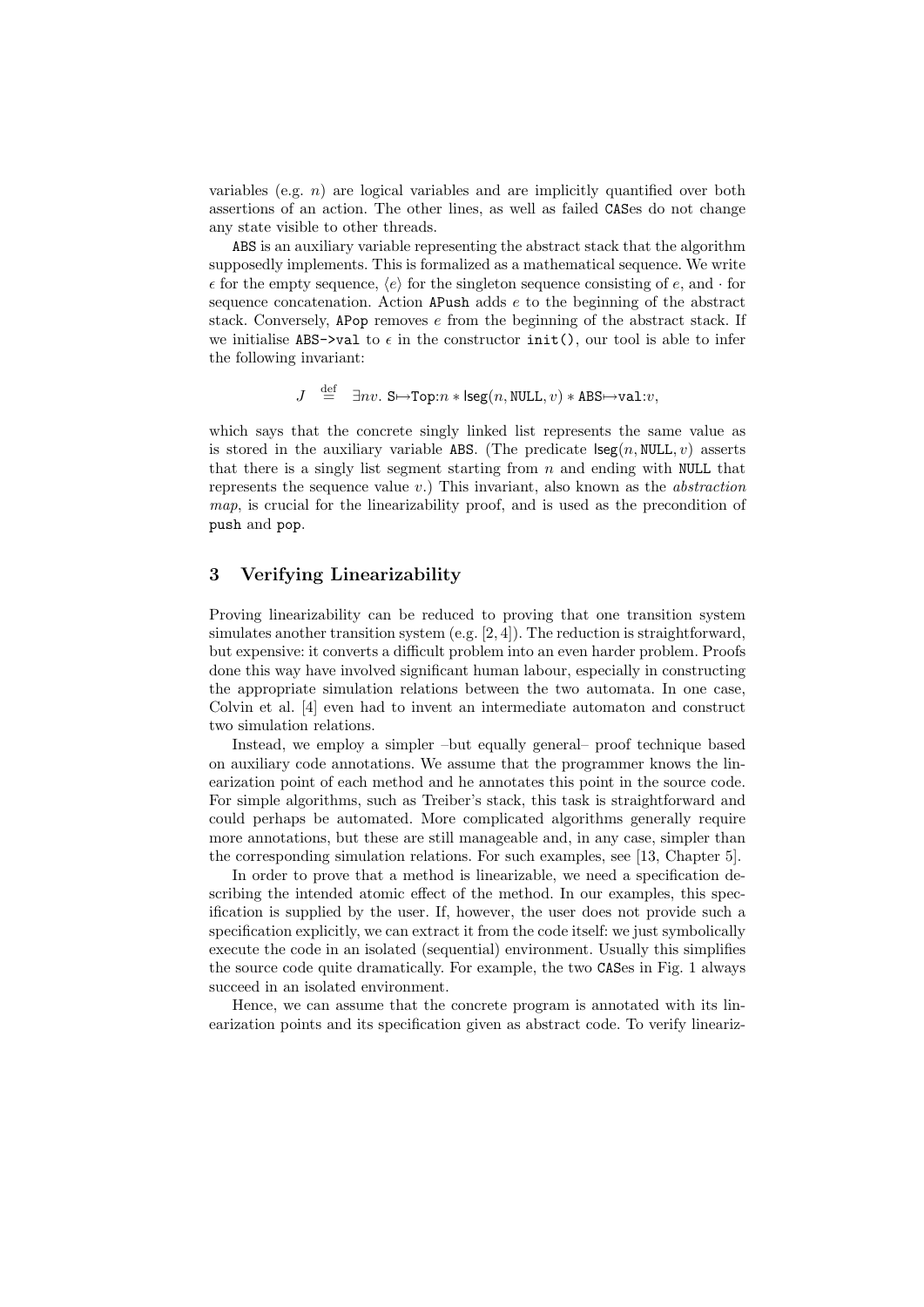variables (e.g. $n$) are logical variables and are implicitly quantified over both assertions of an action. The other lines, as well as failed CASes do not change any state visible to other threads.

ABS is an auxiliary variable representing the abstract stack that the algorithm supposedly implements. This is formalized as a mathematical sequence. We write $\epsilon$ for the empty sequence, $\langle e \rangle$ for the singleton sequence consisting of $e$, and $\cdot$ for sequence concatenation. Action APush adds $e$ to the beginning of the abstract stack. Conversely, APop removes $e$ from the beginning of the abstract stack. If we initialise ABS->val to $\epsilon$ in the constructor init(), our tool is able to infer the following invariant:

$$J \stackrel{\text{def}}{=} \exists nv.\ \mathtt{S}{\mapsto}\mathtt{Top}{:}n * \mathsf{lseg}(n, \mathtt{NULL}, v) * \mathtt{ABS}{\mapsto}\mathtt{val}{:}v,$$

which says that the concrete singly linked list represents the same value as is stored in the auxiliary variable ABS. (The predicate $\mathsf{lseg}(n, \mathtt{NULL}, v)$ asserts that there is a singly list segment starting from $n$ and ending with NULL that represents the sequence value $v$.) This invariant, also known as the *abstraction map*, is crucial for the linearizability proof, and is used as the precondition of push and pop.

## 3 Verifying Linearizability

Proving linearizability can be reduced to proving that one transition system simulates another transition system (e.g. [2, 4]). The reduction is straightforward, but expensive: it converts a difficult problem into an even harder problem. Proofs done this way have involved significant human labour, especially in constructing the appropriate simulation relations between the two automata. In one case, Colvin et al. [4] even had to invent an intermediate automaton and construct two simulation relations.

Instead, we employ a simpler –but equally general– proof technique based on auxiliary code annotations. We assume that the programmer knows the linearization point of each method and he annotates this point in the source code. For simple algorithms, such as Treiber's stack, this task is straightforward and could perhaps be automated. More complicated algorithms generally require more annotations, but these are still manageable and, in any case, simpler than the corresponding simulation relations. For such examples, see [13, Chapter 5].

In order to prove that a method is linearizable, we need a specification describing the intended atomic effect of the method. In our examples, this specification is supplied by the user. If, however, the user does not provide such a specification explicitly, we can extract it from the code itself: we just symbolically execute the code in an isolated (sequential) environment. Usually this simplifies the source code quite dramatically. For example, the two CASes in Fig. 1 always succeed in an isolated environment.

Hence, we can assume that the concrete program is annotated with its linearization points and its specification given as abstract code. To verify lineariz-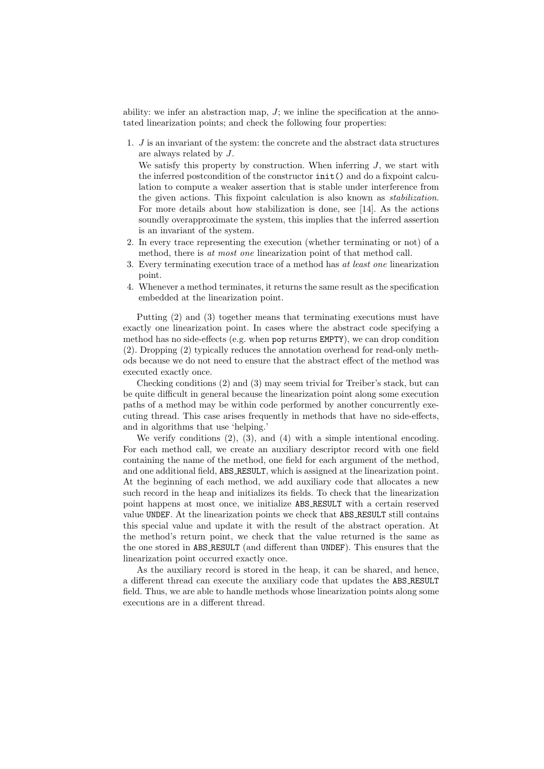ability: we infer an abstraction map, $J$; we inline the specification at the annotated linearization points; and check the following four properties:

1. $J$ is an invariant of the system: the concrete and the abstract data structures are always related by $J$.
   We satisfy this property by construction. When inferring $J$, we start with the inferred postcondition of the constructor `init()` and do a fixpoint calculation to compute a weaker assertion that is stable under interference from the given actions. This fixpoint calculation is also known as *stabilization*. For more details about how stabilization is done, see [14]. As the actions soundly overapproximate the system, this implies that the inferred assertion is an invariant of the system.
2. In every trace representing the execution (whether terminating or not) of a method, there is *at most one* linearization point of that method call.
3. Every terminating execution trace of a method has *at least one* linearization point.
4. Whenever a method terminates, it returns the same result as the specification embedded at the linearization point.

Putting (2) and (3) together means that terminating executions must have exactly one linearization point. In cases where the abstract code specifying a method has no side-effects (e.g. when `pop` returns `EMPTY`), we can drop condition (2). Dropping (2) typically reduces the annotation overhead for read-only methods because we do not need to ensure that the abstract effect of the method was executed exactly once.

Checking conditions (2) and (3) may seem trivial for Treiber's stack, but can be quite difficult in general because the linearization point along some execution paths of a method may be within code performed by another concurrently executing thread. This case arises frequently in methods that have no side-effects, and in algorithms that use 'helping.'

We verify conditions (2), (3), and (4) with a simple intentional encoding. For each method call, we create an auxiliary descriptor record with one field containing the name of the method, one field for each argument of the method, and one additional field, `ABS_RESULT`, which is assigned at the linearization point. At the beginning of each method, we add auxiliary code that allocates a new such record in the heap and initializes its fields. To check that the linearization point happens at most once, we initialize `ABS_RESULT` with a certain reserved value `UNDEF`. At the linearization points we check that `ABS_RESULT` still contains this special value and update it with the result of the abstract operation. At the method's return point, we check that the value returned is the same as the one stored in `ABS_RESULT` (and different than `UNDEF`). This ensures that the linearization point occurred exactly once.

As the auxiliary record is stored in the heap, it can be shared, and hence, a different thread can execute the auxiliary code that updates the `ABS_RESULT` field. Thus, we are able to handle methods whose linearization points along some executions are in a different thread.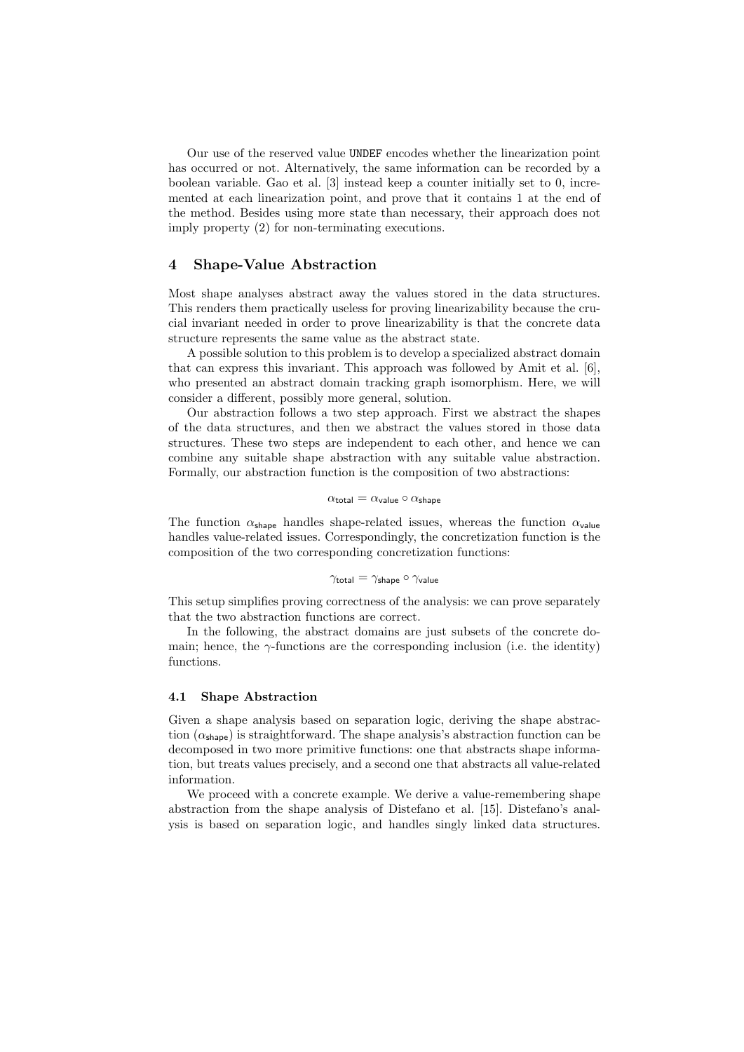Our use of the reserved value `UNDEF` encodes whether the linearization point has occurred or not. Alternatively, the same information can be recorded by a boolean variable. Gao et al. [3] instead keep a counter initially set to 0, incremented at each linearization point, and prove that it contains 1 at the end of the method. Besides using more state than necessary, their approach does not imply property (2) for non-terminating executions.

## 4 Shape-Value Abstraction

Most shape analyses abstract away the values stored in the data structures. This renders them practically useless for proving linearizability because the crucial invariant needed in order to prove linearizability is that the concrete data structure represents the same value as the abstract state.

A possible solution to this problem is to develop a specialized abstract domain that can express this invariant. This approach was followed by Amit et al. [6], who presented an abstract domain tracking graph isomorphism. Here, we will consider a different, possibly more general, solution.

Our abstraction follows a two step approach. First we abstract the shapes of the data structures, and then we abstract the values stored in those data structures. These two steps are independent to each other, and hence we can combine any suitable shape abstraction with any suitable value abstraction. Formally, our abstraction function is the composition of two abstractions:

$$\alpha_{\mathsf{total}} = \alpha_{\mathsf{value}} \circ \alpha_{\mathsf{shape}}$$

The function $\alpha_{\mathsf{shape}}$ handles shape-related issues, whereas the function $\alpha_{\mathsf{value}}$ handles value-related issues. Correspondingly, the concretization function is the composition of the two corresponding concretization functions:

$$\gamma_{\mathsf{total}} = \gamma_{\mathsf{shape}} \circ \gamma_{\mathsf{value}}$$

This setup simplifies proving correctness of the analysis: we can prove separately that the two abstraction functions are correct.

In the following, the abstract domains are just subsets of the concrete domain; hence, the $\gamma$-functions are the corresponding inclusion (i.e. the identity) functions.

### 4.1 Shape Abstraction

Given a shape analysis based on separation logic, deriving the shape abstraction ($\alpha_{\mathsf{shape}}$) is straightforward. The shape analysis's abstraction function can be decomposed in two more primitive functions: one that abstracts shape information, but treats values precisely, and a second one that abstracts all value-related information.

We proceed with a concrete example. We derive a value-remembering shape abstraction from the shape analysis of Distefano et al. [15]. Distefano's analysis is based on separation logic, and handles singly linked data structures.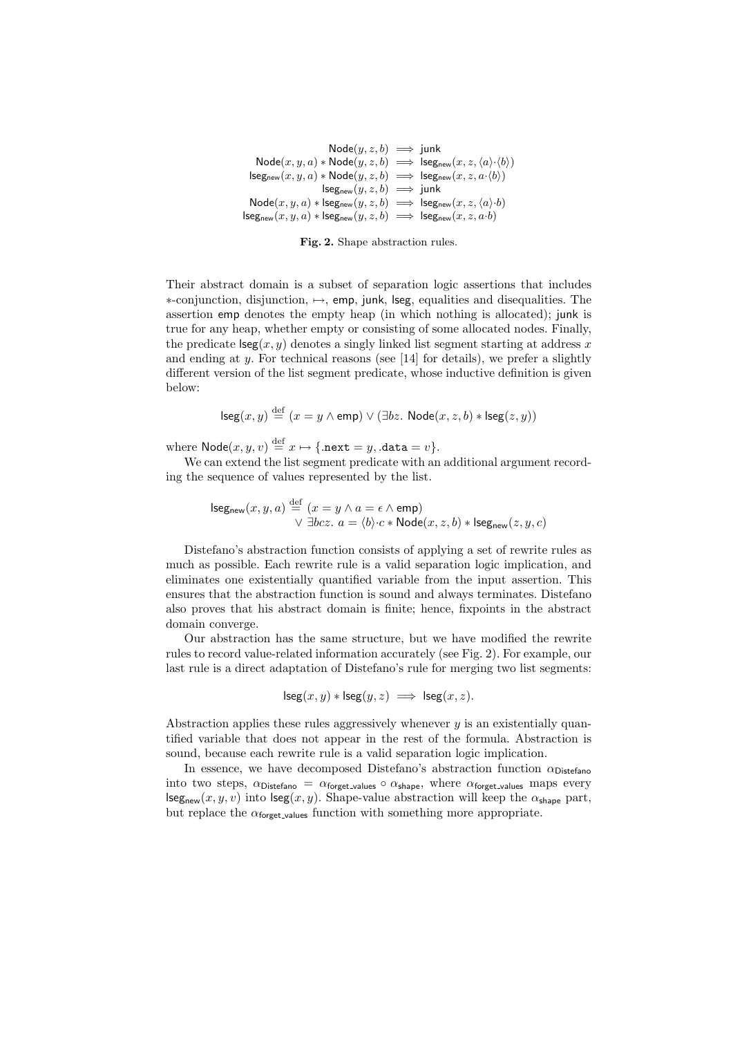$$
\begin{aligned}
\mathsf{Node}(y, z, b) &\implies \mathsf{junk} \\
\mathsf{Node}(x, y, a) * \mathsf{Node}(y, z, b) &\implies \mathsf{lseg}_{\mathsf{new}}(x, z, \langle a\rangle \cdot \langle b\rangle) \\
\mathsf{lseg}_{\mathsf{new}}(x, y, a) * \mathsf{Node}(y, z, b) &\implies \mathsf{lseg}_{\mathsf{new}}(x, z, a \cdot \langle b\rangle) \\
\mathsf{lseg}_{\mathsf{new}}(y, z, b) &\implies \mathsf{junk} \\
\mathsf{Node}(x, y, a) * \mathsf{lseg}_{\mathsf{new}}(y, z, b) &\implies \mathsf{lseg}_{\mathsf{new}}(x, z, \langle a\rangle \cdot b) \\
\mathsf{lseg}_{\mathsf{new}}(x, y, a) * \mathsf{lseg}_{\mathsf{new}}(y, z, b) &\implies \mathsf{lseg}_{\mathsf{new}}(x, z, a \cdot b)
\end{aligned}
$$

**Fig. 2.** Shape abstraction rules.

Their abstract domain is a subset of separation logic assertions that includes $*$-conjunction, disjunction, $\mapsto$, $\mathsf{emp}$, $\mathsf{junk}$, $\mathsf{lseg}$, equalities and disequalities. The assertion $\mathsf{emp}$ denotes the empty heap (in which nothing is allocated); $\mathsf{junk}$ is true for any heap, whether empty or consisting of some allocated nodes. Finally, the predicate $\mathsf{lseg}(x, y)$ denotes a singly linked list segment starting at address $x$ and ending at $y$. For technical reasons (see [14] for details), we prefer a slightly different version of the list segment predicate, whose inductive definition is given below:

$$\mathsf{lseg}(x, y) \stackrel{\text{def}}{=} (x = y \wedge \mathsf{emp}) \vee (\exists bz.\ \mathsf{Node}(x, z, b) * \mathsf{lseg}(z, y))$$

where $\mathsf{Node}(x, y, v) \stackrel{\text{def}}{=} x \mapsto \{.\mathtt{next} = y, .\mathtt{data} = v\}$.

We can extend the list segment predicate with an additional argument recording the sequence of values represented by the list.

$$
\begin{aligned}
\mathsf{lseg}_{\mathsf{new}}(x, y, a) \stackrel{\text{def}}{=}\ & (x = y \wedge a = \epsilon \wedge \mathsf{emp}) \\
& \vee\ \exists bcz.\ a = \langle b\rangle \cdot c * \mathsf{Node}(x, z, b) * \mathsf{lseg}_{\mathsf{new}}(z, y, c)
\end{aligned}
$$

Distefano's abstraction function consists of applying a set of rewrite rules as much as possible. Each rewrite rule is a valid separation logic implication, and eliminates one existentially quantified variable from the input assertion. This ensures that the abstraction function is sound and always terminates. Distefano also proves that his abstract domain is finite; hence, fixpoints in the abstract domain converge.

Our abstraction has the same structure, but we have modified the rewrite rules to record value-related information accurately (see Fig. 2). For example, our last rule is a direct adaptation of Distefano's rule for merging two list segments:

$$\mathsf{lseg}(x, y) * \mathsf{lseg}(y, z) \implies \mathsf{lseg}(x, z).$$

Abstraction applies these rules aggressively whenever $y$ is an existentially quantified variable that does not appear in the rest of the formula. Abstraction is sound, because each rewrite rule is a valid separation logic implication.

In essence, we have decomposed Distefano's abstraction function $\alpha_{\mathsf{Distefano}}$ into two steps, $\alpha_{\mathsf{Distefano}} = \alpha_{\mathsf{forget\_values}} \circ \alpha_{\mathsf{shape}}$, where $\alpha_{\mathsf{forget\_values}}$ maps every $\mathsf{lseg}_{\mathsf{new}}(x, y, v)$ into $\mathsf{lseg}(x, y)$. Shape-value abstraction will keep the $\alpha_{\mathsf{shape}}$ part, but replace the $\alpha_{\mathsf{forget\_values}}$ function with something more appropriate.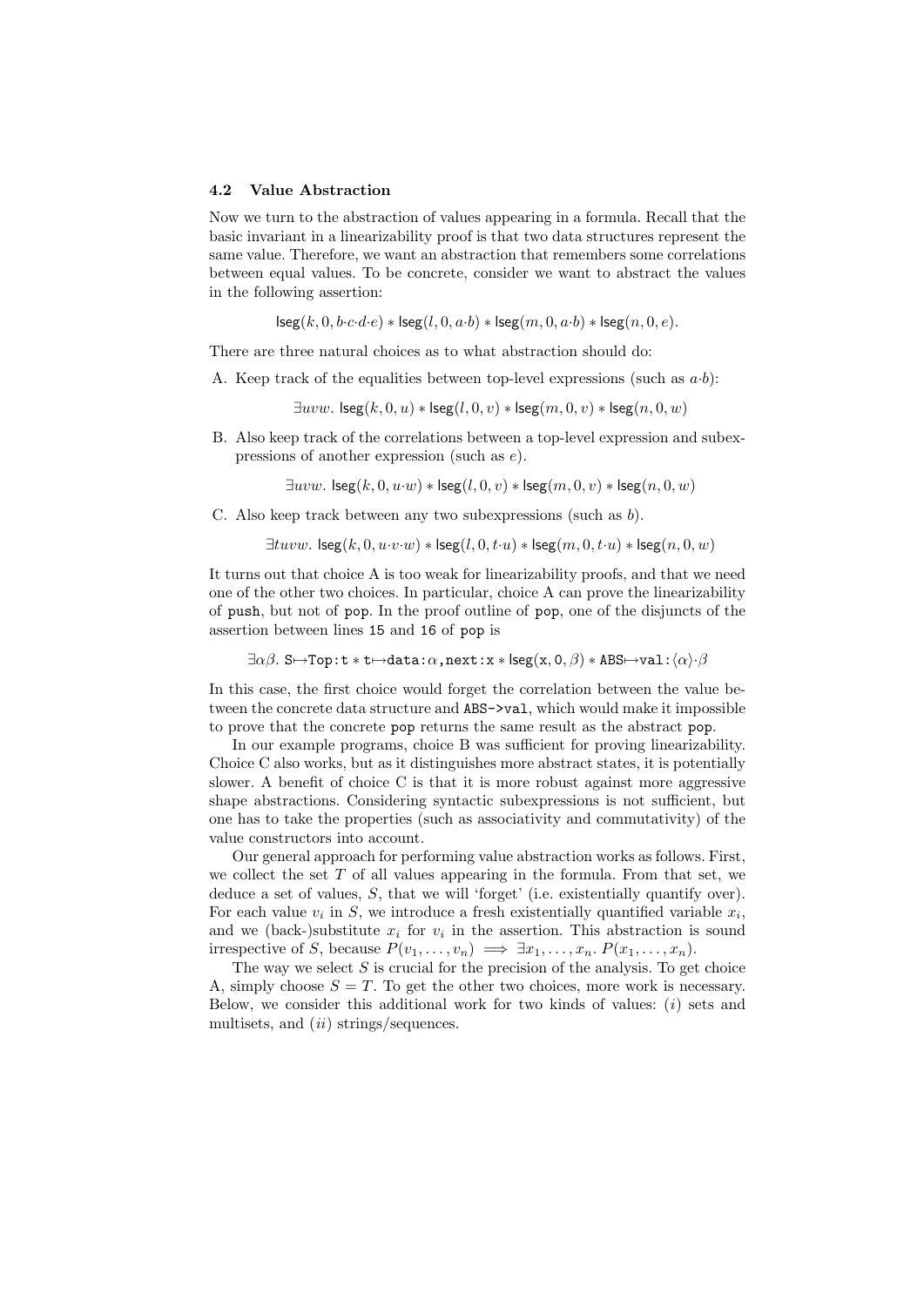### 4.2 Value Abstraction

Now we turn to the abstraction of values appearing in a formula. Recall that the basic invariant in a linearizability proof is that two data structures represent the same value. Therefore, we want an abstraction that remembers some correlations between equal values. To be concrete, consider we want to abstract the values in the following assertion:

$$\mathsf{lseg}(k, 0, b{\cdot}c{\cdot}d{\cdot}e) * \mathsf{lseg}(l, 0, a{\cdot}b) * \mathsf{lseg}(m, 0, a{\cdot}b) * \mathsf{lseg}(n, 0, e).$$

There are three natural choices as to what abstraction should do:

A. Keep track of the equalities between top-level expressions (such as $a{\cdot}b$):

$$\exists uvw.\ \mathsf{lseg}(k, 0, u) * \mathsf{lseg}(l, 0, v) * \mathsf{lseg}(m, 0, v) * \mathsf{lseg}(n, 0, w)$$

B. Also keep track of the correlations between a top-level expression and subexpressions of another expression (such as $e$).

$$\exists uvw.\ \mathsf{lseg}(k, 0, u{\cdot}w) * \mathsf{lseg}(l, 0, v) * \mathsf{lseg}(m, 0, v) * \mathsf{lseg}(n, 0, w)$$

C. Also keep track between any two subexpressions (such as $b$).

$$\exists tuvw.\ \mathsf{lseg}(k, 0, u{\cdot}v{\cdot}w) * \mathsf{lseg}(l, 0, t{\cdot}u) * \mathsf{lseg}(m, 0, t{\cdot}u) * \mathsf{lseg}(n, 0, w)$$

It turns out that choice A is too weak for linearizability proofs, and that we need one of the other two choices. In particular, choice A can prove the linearizability of `push`, but not of `pop`. In the proof outline of `pop`, one of the disjuncts of the assertion between lines `15` and `16` of `pop` is

$$\exists \alpha\beta.\ \mathtt{S}{\mapsto}\mathtt{Top:t} * \mathtt{t}{\mapsto}\mathtt{data:}\alpha\mathtt{,next:x} * \mathsf{lseg}(\mathtt{x}, 0, \beta) * \mathtt{ABS}{\mapsto}\mathtt{val:}\langle\alpha\rangle{\cdot}\beta$$

In this case, the first choice would forget the correlation between the value between the concrete data structure and `ABS->val`, which would make it impossible to prove that the concrete `pop` returns the same result as the abstract `pop`.

In our example programs, choice B was sufficient for proving linearizability. Choice C also works, but as it distinguishes more abstract states, it is potentially slower. A benefit of choice C is that it is more robust against more aggressive shape abstractions. Considering syntactic subexpressions is not sufficient, but one has to take the properties (such as associativity and commutativity) of the value constructors into account.

Our general approach for performing value abstraction works as follows. First, we collect the set $T$ of all values appearing in the formula. From that set, we deduce a set of values, $S$, that we will 'forget' (i.e. existentially quantify over). For each value $v_i$ in $S$, we introduce a fresh existentially quantified variable $x_i$, and we (back-)substitute $x_i$ for $v_i$ in the assertion. This abstraction is sound irrespective of $S$, because $P(v_1, \ldots, v_n) \implies \exists x_1, \ldots, x_n.\ P(x_1, \ldots, x_n)$.

The way we select $S$ is crucial for the precision of the analysis. To get choice A, simply choose $S = T$. To get the other two choices, more work is necessary. Below, we consider this additional work for two kinds of values: (*i*) sets and multisets, and (*ii*) strings/sequences.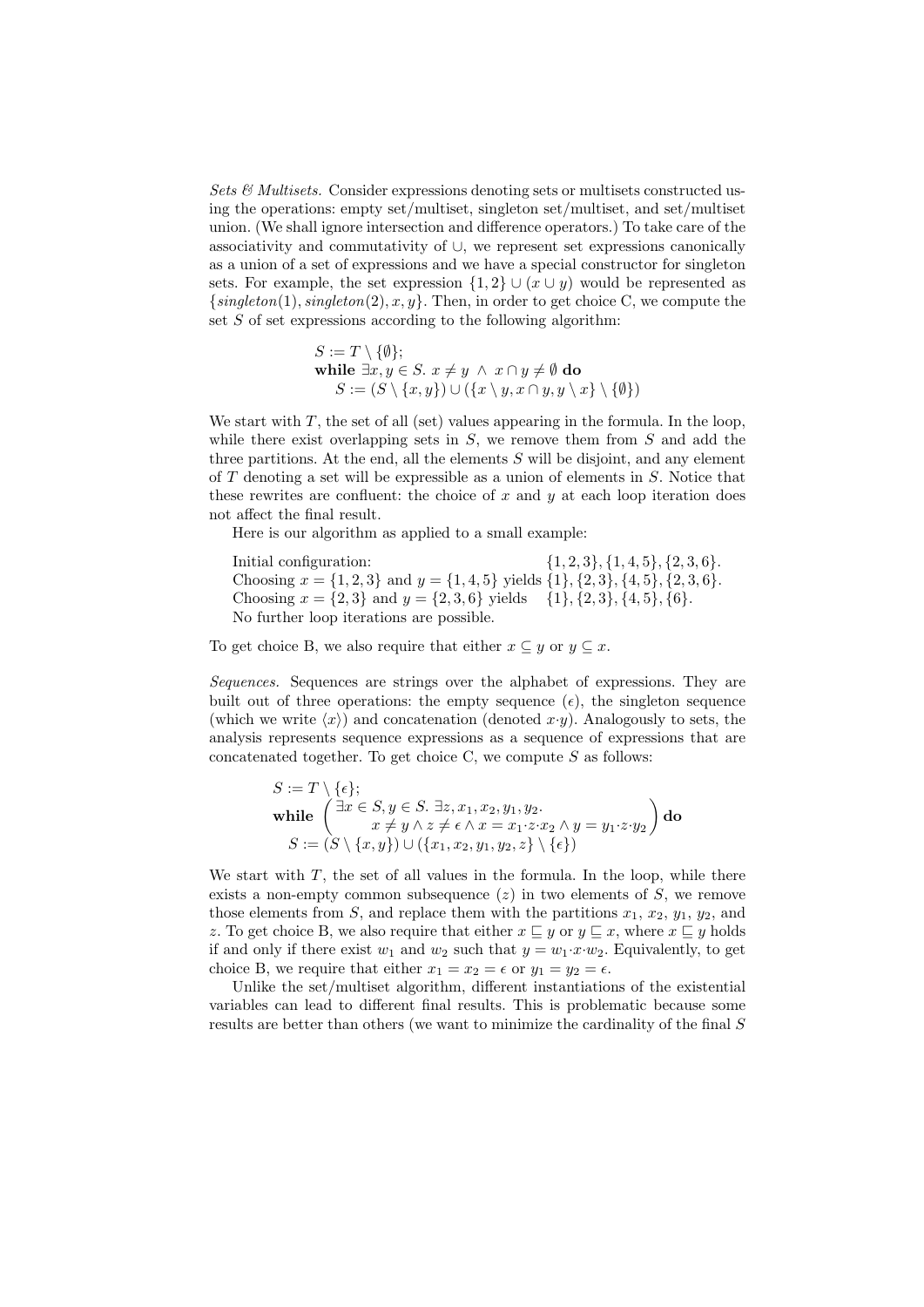*Sets & Multisets.* Consider expressions denoting sets or multisets constructed using the operations: empty set/multiset, singleton set/multiset, and set/multiset union. (We shall ignore intersection and difference operators.) To take care of the associativity and commutativity of $\cup$, we represent set expressions canonically as a union of a set of expressions and we have a special constructor for singleton sets. For example, the set expression $\{1, 2\} \cup (x \cup y)$ would be represented as $\{\mathit{singleton}(1), \mathit{singleton}(2), x, y\}$. Then, in order to get choice C, we compute the set $S$ of set expressions according to the following algorithm:

$$
\begin{array}{l}
S := T \setminus \{\emptyset\}; \\
\textbf{while } \exists x, y \in S.\ x \neq y \ \wedge \ x \cap y \neq \emptyset \textbf{ do} \\
\quad S := (S \setminus \{x, y\}) \cup (\{x \setminus y, x \cap y, y \setminus x\} \setminus \{\emptyset\})
\end{array}
$$

We start with $T$, the set of all (set) values appearing in the formula. In the loop, while there exist overlapping sets in $S$, we remove them from $S$ and add the three partitions. At the end, all the elements $S$ will be disjoint, and any element of $T$ denoting a set will be expressible as a union of elements in $S$. Notice that these rewrites are confluent: the choice of $x$ and $y$ at each loop iteration does not affect the final result.

Here is our algorithm as applied to a small example:

Initial configuration: $\{1, 2, 3\}, \{1, 4, 5\}, \{2, 3, 6\}$.
Choosing $x = \{1, 2, 3\}$ and $y = \{1, 4, 5\}$ yields $\{1\}, \{2, 3\}, \{4, 5\}, \{2, 3, 6\}$.
Choosing $x = \{2, 3\}$ and $y = \{2, 3, 6\}$ yields $\{1\}, \{2, 3\}, \{4, 5\}, \{6\}$.
No further loop iterations are possible.

To get choice B, we also require that either $x \subseteq y$ or $y \subseteq x$.

*Sequences.* Sequences are strings over the alphabet of expressions. They are built out of three operations: the empty sequence ($\epsilon$), the singleton sequence (which we write $\langle x \rangle$) and concatenation (denoted $x{\cdot}y$). Analogously to sets, the analysis represents sequence expressions as a sequence of expressions that are concatenated together. To get choice C, we compute $S$ as follows:

$$
\begin{array}{l}
S := T \setminus \{\epsilon\}; \\
\textbf{while } \left( \begin{array}{l} \exists x \in S, y \in S.\ \exists z, x_1, x_2, y_1, y_2. \\ \qquad x \neq y \wedge z \neq \epsilon \wedge x = x_1{\cdot}z{\cdot}x_2 \wedge y = y_1{\cdot}z{\cdot}y_2 \end{array} \right) \textbf{ do} \\
\quad S := (S \setminus \{x, y\}) \cup (\{x_1, x_2, y_1, y_2, z\} \setminus \{\epsilon\})
\end{array}
$$

We start with $T$, the set of all values in the formula. In the loop, while there exists a non-empty common subsequence ($z$) in two elements of $S$, we remove those elements from $S$, and replace them with the partitions $x_1$, $x_2$, $y_1$, $y_2$, and $z$. To get choice B, we also require that either $x \sqsubseteq y$ or $y \sqsubseteq x$, where $x \sqsubseteq y$ holds if and only if there exist $w_1$ and $w_2$ such that $y = w_1{\cdot}x{\cdot}w_2$. Equivalently, to get choice B, we require that either $x_1 = x_2 = \epsilon$ or $y_1 = y_2 = \epsilon$.

Unlike the set/multiset algorithm, different instantiations of the existential variables can lead to different final results. This is problematic because some results are better than others (we want to minimize the cardinality of the final $S$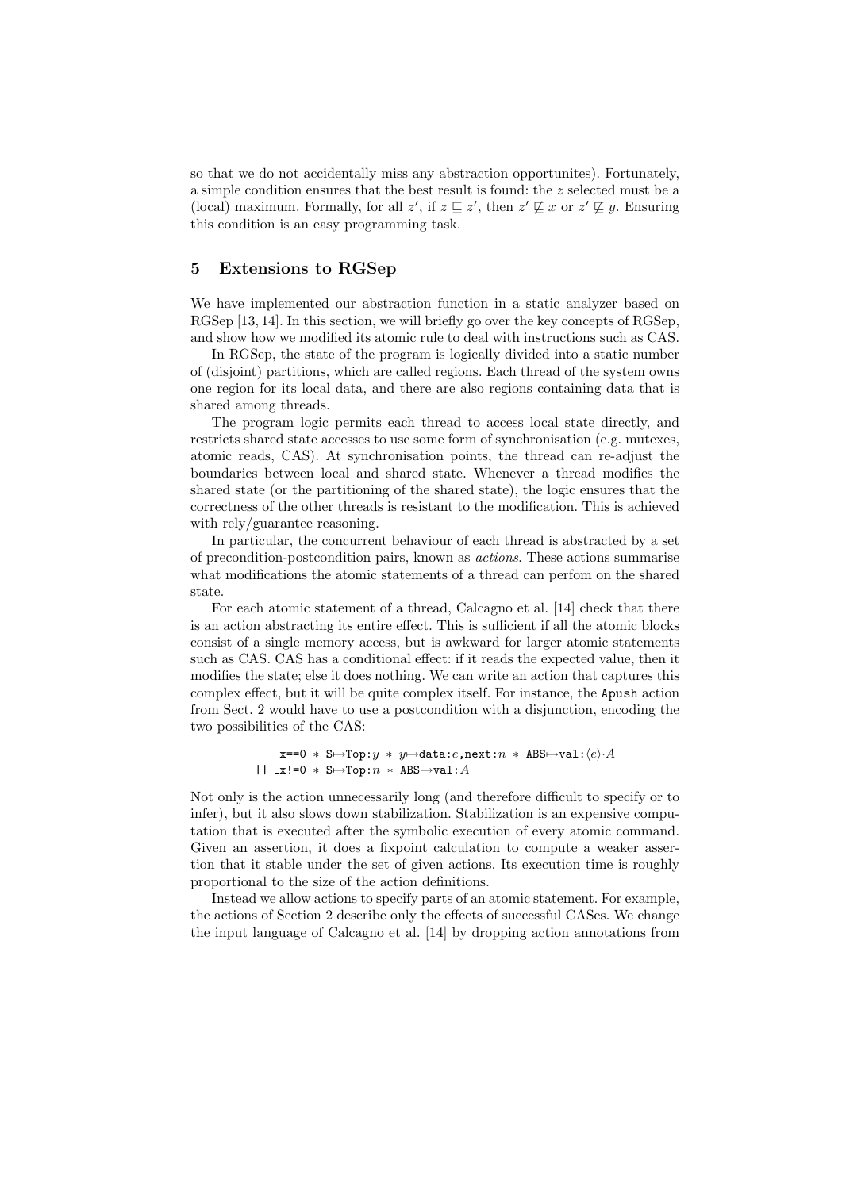so that we do not accidentally miss any abstraction opportunites). Fortunately, a simple condition ensures that the best result is found: the $z$ selected must be a (local) maximum. Formally, for all $z'$, if $z \sqsubseteq z'$, then $z' \not\sqsubseteq x$ or $z' \not\sqsubseteq y$. Ensuring this condition is an easy programming task.

## 5 Extensions to RGSep

We have implemented our abstraction function in a static analyzer based on RGSep [13, 14]. In this section, we will briefly go over the key concepts of RGSep, and show how we modified its atomic rule to deal with instructions such as CAS.

In RGSep, the state of the program is logically divided into a static number of (disjoint) partitions, which are called regions. Each thread of the system owns one region for its local data, and there are also regions containing data that is shared among threads.

The program logic permits each thread to access local state directly, and restricts shared state accesses to use some form of synchronisation (e.g. mutexes, atomic reads, CAS). At synchronisation points, the thread can re-adjust the boundaries between local and shared state. Whenever a thread modifies the shared state (or the partitioning of the shared state), the logic ensures that the correctness of the other threads is resistant to the modification. This is achieved with rely/guarantee reasoning.

In particular, the concurrent behaviour of each thread is abstracted by a set of precondition-postcondition pairs, known as *actions*. These actions summarise what modifications the atomic statements of a thread can perfom on the shared state.

For each atomic statement of a thread, Calcagno et al. [14] check that there is an action abstracting its entire effect. This is sufficient if all the atomic blocks consist of a single memory access, but is awkward for larger atomic statements such as CAS. CAS has a conditional effect: if it reads the expected value, then it modifies the state; else it does nothing. We can write an action that captures this complex effect, but it will be quite complex itself. For instance, the `Apush` action from Sect. 2 would have to use a postcondition with a disjunction, encoding the two possibilities of the CAS:

```
   _x==0 * S↦Top:y * y↦data:e,next:n * ABS↦val:⟨e⟩·A
|| _x!=0 * S↦Top:n * ABS↦val:A
```

Not only is the action unnecessarily long (and therefore difficult to specify or to infer), but it also slows down stabilization. Stabilization is an expensive computation that is executed after the symbolic execution of every atomic command. Given an assertion, it does a fixpoint calculation to compute a weaker assertion that it stable under the set of given actions. Its execution time is roughly proportional to the size of the action definitions.

Instead we allow actions to specify parts of an atomic statement. For example, the actions of Section 2 describe only the effects of successful CASes. We change the input language of Calcagno et al. [14] by dropping action annotations from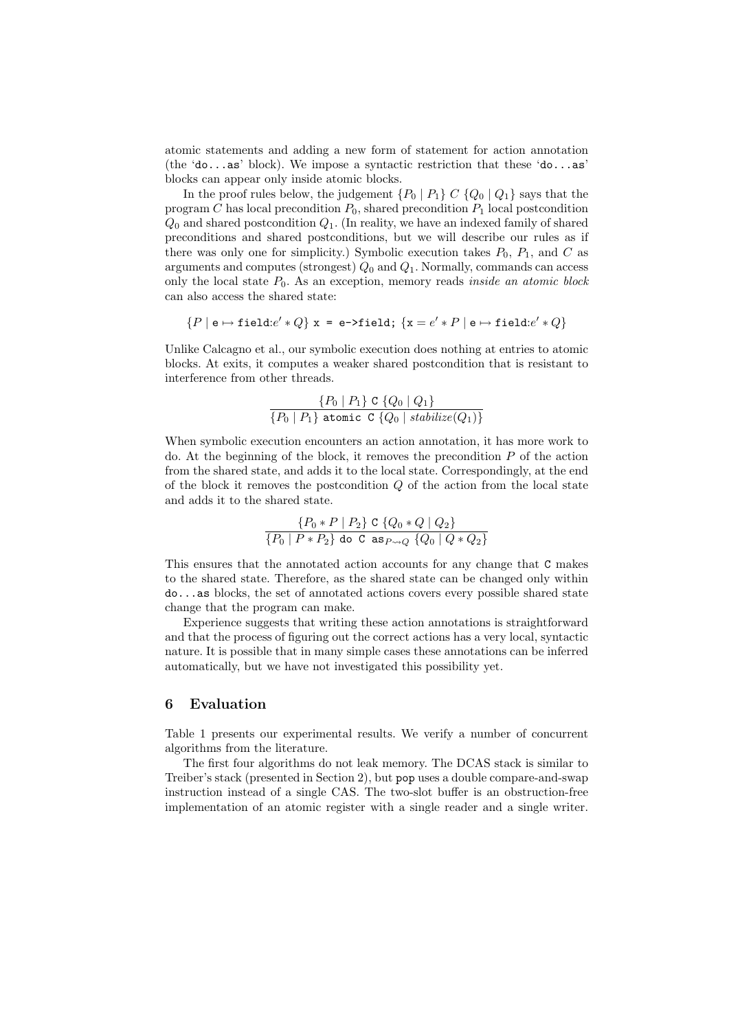atomic statements and adding a new form of statement for action annotation (the 'do...as' block). We impose a syntactic restriction that these 'do...as' blocks can appear only inside atomic blocks.

In the proof rules below, the judgement $\{P_0 \mid P_1\}\ C\ \{Q_0 \mid Q_1\}$ says that the program $C$ has local precondition $P_0$, shared precondition $P_1$ local postcondition $Q_0$ and shared postcondition $Q_1$. (In reality, we have an indexed family of shared preconditions and shared postconditions, but we will describe our rules as if there was only one for simplicity.) Symbolic execution takes $P_0$, $P_1$, and $C$ as arguments and computes (strongest) $Q_0$ and $Q_1$. Normally, commands can access only the local state $P_0$. As an exception, memory reads *inside an atomic block* can also access the shared state:

$$\{P \mid \mathtt{e} \mapsto \mathtt{field}{:}e' * Q\}\ \mathtt{x\ =\ e\text{->}field;}\ \{\mathtt{x} = e' * P \mid \mathtt{e} \mapsto \mathtt{field}{:}e' * Q\}$$

Unlike Calcagno et al., our symbolic execution does nothing at entries to atomic blocks. At exits, it computes a weaker shared postcondition that is resistant to interference from other threads.

$$\frac{\{P_0 \mid P_1\}\ \mathtt{C}\ \{Q_0 \mid Q_1\}}{\{P_0 \mid P_1\}\ \mathtt{atomic\ C}\ \{Q_0 \mid \mathit{stabilize}(Q_1)\}}$$

When symbolic execution encounters an action annotation, it has more work to do. At the beginning of the block, it removes the precondition $P$ of the action from the shared state, and adds it to the local state. Correspondingly, at the end of the block it removes the postcondition $Q$ of the action from the local state and adds it to the shared state.

$$\frac{\{P_0 * P \mid P_2\}\ \mathtt{C}\ \{Q_0 * Q \mid Q_2\}}{\{P_0 \mid P * P_2\}\ \mathtt{do\ C\ as}_{P \rightsquigarrow Q}\ \{Q_0 \mid Q * Q_2\}}$$

This ensures that the annotated action accounts for any change that C makes to the shared state. Therefore, as the shared state can be changed only within do...as blocks, the set of annotated actions covers every possible shared state change that the program can make.

Experience suggests that writing these action annotations is straightforward and that the process of figuring out the correct actions has a very local, syntactic nature. It is possible that in many simple cases these annotations can be inferred automatically, but we have not investigated this possibility yet.

## 6 Evaluation

Table 1 presents our experimental results. We verify a number of concurrent algorithms from the literature.

The first four algorithms do not leak memory. The DCAS stack is similar to Treiber's stack (presented in Section 2), but pop uses a double compare-and-swap instruction instead of a single CAS. The two-slot buffer is an obstruction-free implementation of an atomic register with a single reader and a single writer.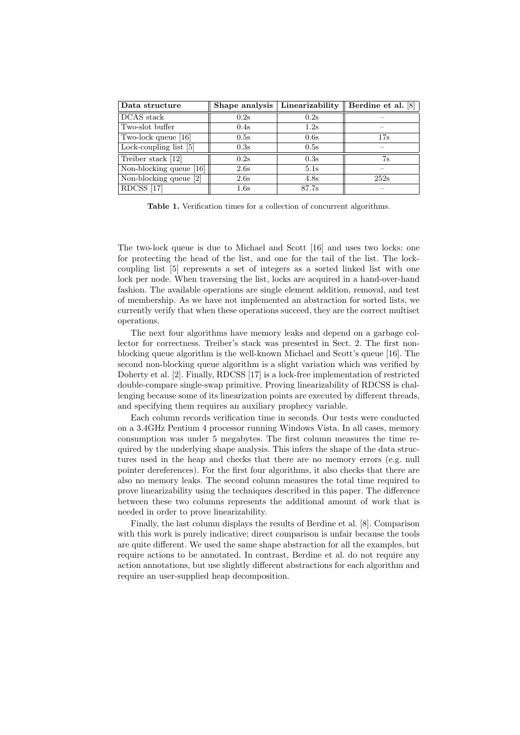| Data structure | Shape analysis | Linearizability | Berdine et al. [8] |
|---|---|---|---|
| DCAS stack | 0.2s | 0.2s | – |
| Two-slot buffer | 0.4s | 1.2s | – |
| Two-lock queue [16] | 0.5s | 0.6s | 17s |
| Lock-coupling list [5] | 0.3s | 0.5s | – |
| Treiber stack [12] | 0.2s | 0.3s | 7s |
| Non-blocking queue [16] | 2.6s | 5.1s | – |
| Non-blocking queue [2] | 2.6s | 4.8s | 252s |
| RDCSS [17] | 1.6s | 87.7s | – |

**Table 1.** Verification times for a collection of concurrent algorithms.

The two-lock queue is due to Michael and Scott [16] and uses two locks: one for protecting the head of the list, and one for the tail of the list. The lock-coupling list [5] represents a set of integers as a sorted linked list with one lock per node. When traversing the list, locks are acquired in a hand-over-hand fashion. The available operations are single element addition, removal, and test of membership. As we have not implemented an abstraction for sorted lists, we currently verify that when these operations succeed, they are the correct multiset operations.

The next four algorithms have memory leaks and depend on a garbage collector for correctness. Treiber's stack was presented in Sect. 2. The first non-blocking queue algorithm is the well-known Michael and Scott's queue [16]. The second non-blocking queue algorithm is a slight variation which was verified by Doherty et al. [2]. Finally, RDCSS [17] is a lock-free implementation of restricted double-compare single-swap primitive. Proving linearizability of RDCSS is challenging because some of its linearization points are executed by different threads, and specifying them requires an auxiliary prophecy variable.

Each column records verification time in seconds. Our tests were conducted on a 3.4GHz Pentium 4 processor running Windows Vista. In all cases, memory consumption was under 5 megabytes. The first column measures the time required by the underlying shape analysis. This infers the shape of the data structures used in the heap and checks that there are no memory errors (e.g. null pointer dereferences). For the first four algorithms, it also checks that there are also no memory leaks. The second column measures the total time required to prove linearizability using the techniques described in this paper. The difference between these two columns represents the additional amount of work that is needed in order to prove linearizability.

Finally, the last column displays the results of Berdine et al. [8]. Comparison with this work is purely indicative; direct comparison is unfair because the tools are quite different. We used the same shape abstraction for all the examples, but require actions to be annotated. In contrast, Berdine et al. do not require any action annotations, but use slightly different abstractions for each algorithm and require an user-supplied heap decomposition.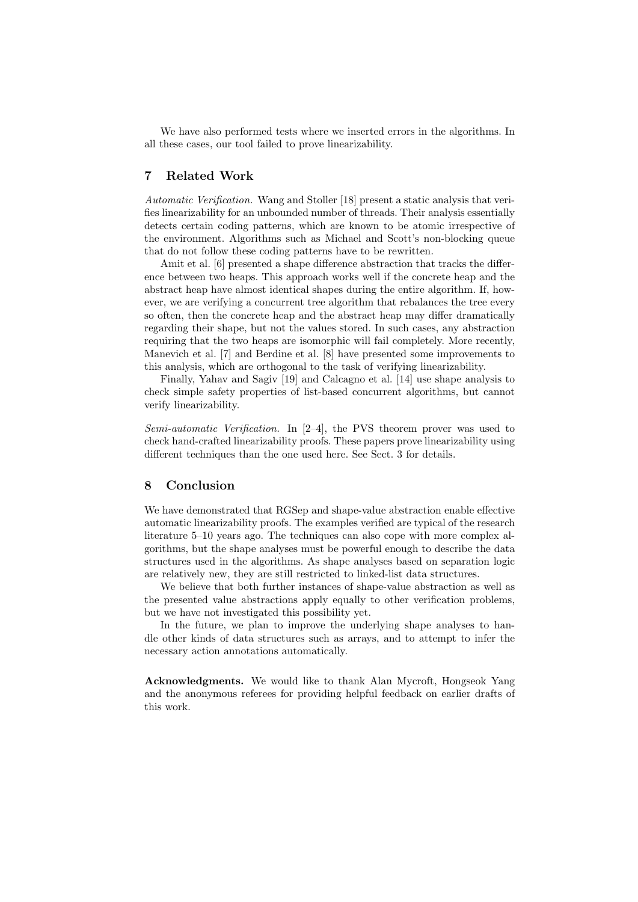We have also performed tests where we inserted errors in the algorithms. In all these cases, our tool failed to prove linearizability.

## 7 Related Work

*Automatic Verification.* Wang and Stoller [18] present a static analysis that verifies linearizability for an unbounded number of threads. Their analysis essentially detects certain coding patterns, which are known to be atomic irrespective of the environment. Algorithms such as Michael and Scott's non-blocking queue that do not follow these coding patterns have to be rewritten.

Amit et al. [6] presented a shape difference abstraction that tracks the difference between two heaps. This approach works well if the concrete heap and the abstract heap have almost identical shapes during the entire algorithm. If, however, we are verifying a concurrent tree algorithm that rebalances the tree every so often, then the concrete heap and the abstract heap may differ dramatically regarding their shape, but not the values stored. In such cases, any abstraction requiring that the two heaps are isomorphic will fail completely. More recently, Manevich et al. [7] and Berdine et al. [8] have presented some improvements to this analysis, which are orthogonal to the task of verifying linearizability.

Finally, Yahav and Sagiv [19] and Calcagno et al. [14] use shape analysis to check simple safety properties of list-based concurrent algorithms, but cannot verify linearizability.

*Semi-automatic Verification.* In [2–4], the PVS theorem prover was used to check hand-crafted linearizability proofs. These papers prove linearizability using different techniques than the one used here. See Sect. 3 for details.

## 8 Conclusion

We have demonstrated that RGSep and shape-value abstraction enable effective automatic linearizability proofs. The examples verified are typical of the research literature 5–10 years ago. The techniques can also cope with more complex algorithms, but the shape analyses must be powerful enough to describe the data structures used in the algorithms. As shape analyses based on separation logic are relatively new, they are still restricted to linked-list data structures.

We believe that both further instances of shape-value abstraction as well as the presented value abstractions apply equally to other verification problems, but we have not investigated this possibility yet.

In the future, we plan to improve the underlying shape analyses to handle other kinds of data structures such as arrays, and to attempt to infer the necessary action annotations automatically.

**Acknowledgments.** We would like to thank Alan Mycroft, Hongseok Yang and the anonymous referees for providing helpful feedback on earlier drafts of this work.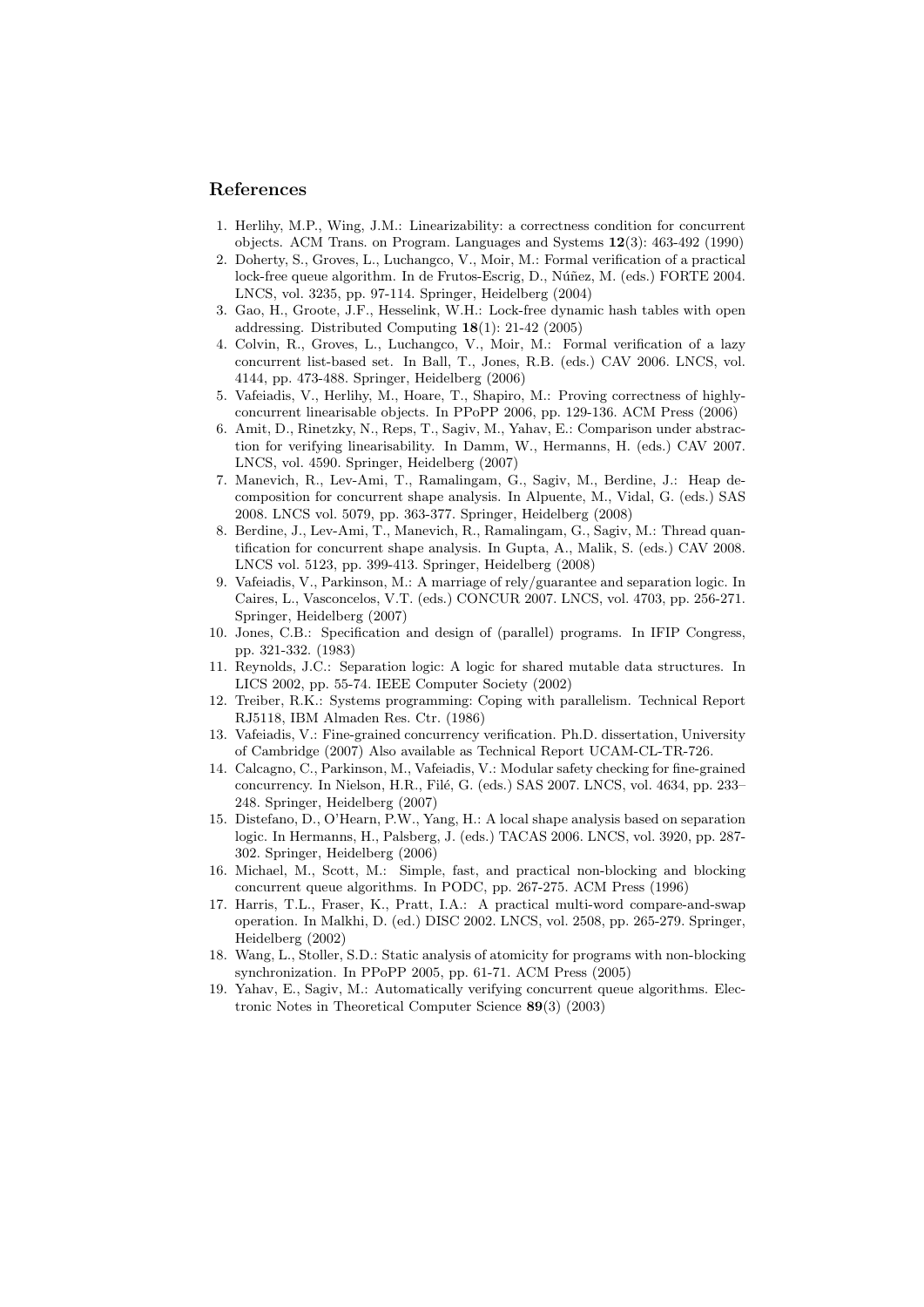## References

1. Herlihy, M.P., Wing, J.M.: Linearizability: a correctness condition for concurrent objects. ACM Trans. on Program. Languages and Systems **12**(3): 463-492 (1990)
2. Doherty, S., Groves, L., Luchangco, V., Moir, M.: Formal verification of a practical lock-free queue algorithm. In de Frutos-Escrig, D., Núñez, M. (eds.) FORTE 2004. LNCS, vol. 3235, pp. 97-114. Springer, Heidelberg (2004)
3. Gao, H., Groote, J.F., Hesselink, W.H.: Lock-free dynamic hash tables with open addressing. Distributed Computing **18**(1): 21-42 (2005)
4. Colvin, R., Groves, L., Luchangco, V., Moir, M.: Formal verification of a lazy concurrent list-based set. In Ball, T., Jones, R.B. (eds.) CAV 2006. LNCS, vol. 4144, pp. 473-488. Springer, Heidelberg (2006)
5. Vafeiadis, V., Herlihy, M., Hoare, T., Shapiro, M.: Proving correctness of highly-concurrent linearisable objects. In PPoPP 2006, pp. 129-136. ACM Press (2006)
6. Amit, D., Rinetzky, N., Reps, T., Sagiv, M., Yahav, E.: Comparison under abstraction for verifying linearisability. In Damm, W., Hermanns, H. (eds.) CAV 2007. LNCS, vol. 4590. Springer, Heidelberg (2007)
7. Manevich, R., Lev-Ami, T., Ramalingam, G., Sagiv, M., Berdine, J.: Heap decomposition for concurrent shape analysis. In Alpuente, M., Vidal, G. (eds.) SAS 2008. LNCS vol. 5079, pp. 363-377. Springer, Heidelberg (2008)
8. Berdine, J., Lev-Ami, T., Manevich, R., Ramalingam, G., Sagiv, M.: Thread quantification for concurrent shape analysis. In Gupta, A., Malik, S. (eds.) CAV 2008. LNCS vol. 5123, pp. 399-413. Springer, Heidelberg (2008)
9. Vafeiadis, V., Parkinson, M.: A marriage of rely/guarantee and separation logic. In Caires, L., Vasconcelos, V.T. (eds.) CONCUR 2007. LNCS, vol. 4703, pp. 256-271. Springer, Heidelberg (2007)
10. Jones, C.B.: Specification and design of (parallel) programs. In IFIP Congress, pp. 321-332. (1983)
11. Reynolds, J.C.: Separation logic: A logic for shared mutable data structures. In LICS 2002, pp. 55-74. IEEE Computer Society (2002)
12. Treiber, R.K.: Systems programming: Coping with parallelism. Technical Report RJ5118, IBM Almaden Res. Ctr. (1986)
13. Vafeiadis, V.: Fine-grained concurrency verification. Ph.D. dissertation, University of Cambridge (2007) Also available as Technical Report UCAM-CL-TR-726.
14. Calcagno, C., Parkinson, M., Vafeiadis, V.: Modular safety checking for fine-grained concurrency. In Nielson, H.R., Filé, G. (eds.) SAS 2007. LNCS, vol. 4634, pp. 233–248. Springer, Heidelberg (2007)
15. Distefano, D., O'Hearn, P.W., Yang, H.: A local shape analysis based on separation logic. In Hermanns, H., Palsberg, J. (eds.) TACAS 2006. LNCS, vol. 3920, pp. 287-302. Springer, Heidelberg (2006)
16. Michael, M., Scott, M.: Simple, fast, and practical non-blocking and blocking concurrent queue algorithms. In PODC, pp. 267-275. ACM Press (1996)
17. Harris, T.L., Fraser, K., Pratt, I.A.: A practical multi-word compare-and-swap operation. In Malkhi, D. (ed.) DISC 2002. LNCS, vol. 2508, pp. 265-279. Springer, Heidelberg (2002)
18. Wang, L., Stoller, S.D.: Static analysis of atomicity for programs with non-blocking synchronization. In PPoPP 2005, pp. 61-71. ACM Press (2005)
19. Yahav, E., Sagiv, M.: Automatically verifying concurrent queue algorithms. Electronic Notes in Theoretical Computer Science **89**(3) (2003)